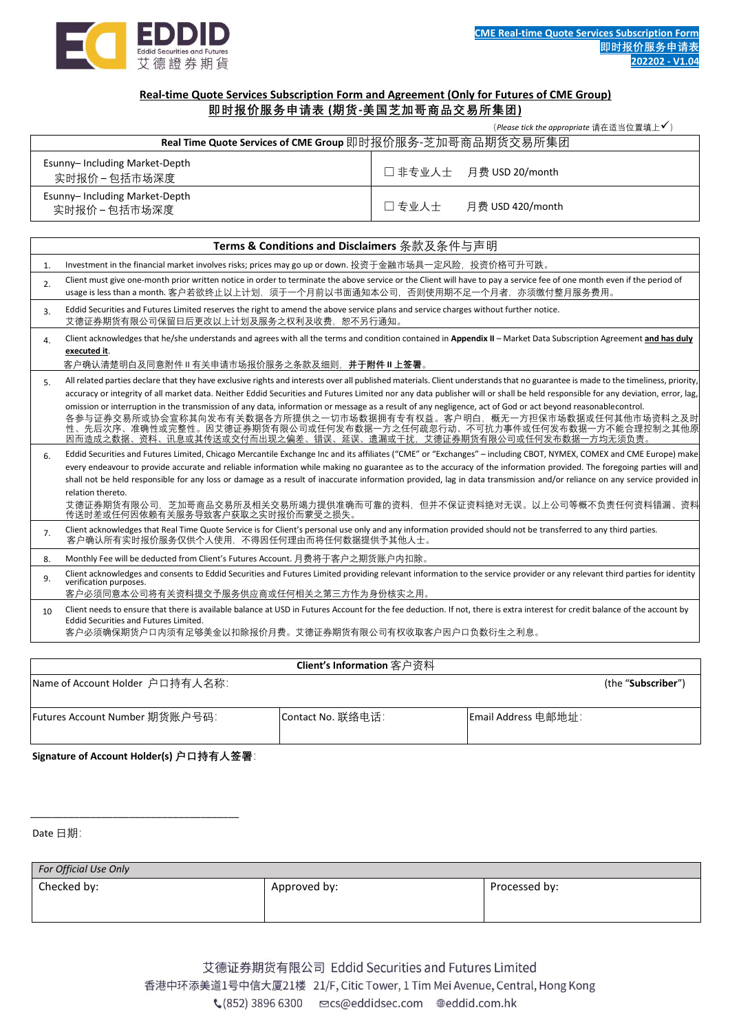EDDID
Eddid Securities and Futures
艾德證券期貨

**CME Real-time Quote Services Subscription Form**
**即时报价服务申请表**
**202202 - V1.04**

## Real-time Quote Services Subscription Form and Agreement (Only for Futures of CME Group)
## 即时报价服务申请表 (期货-美国芝加哥商品交易所集团)

(*Please tick the appropriate* 请在适当位置填上✓)

| **Real Time Quote Services of CME Group** 即时报价服务-芝加哥商品期货交易所集团 | |
|---|---|
| Esunny– Including Market-Depth<br>实时报价 – 包括市场深度 | ☐ 非专业人士　月费 USD 20/month |
| Esunny– Including Market-Depth<br>实时报价 – 包括市场深度 | ☐ 专业人士　月费 USD 420/month |

| | **Terms & Conditions and Disclaimers** 条款及条件与声明 |
|---|---|
| 1. | Investment in the financial market involves risks; prices may go up or down. 投资于金融市场具一定风险，投资价格可升可跌。 |
| 2. | Client must give one-month prior written notice in order to terminate the above service or the Client will have to pay a service fee of one month even if the period of usage is less than a month. 客户若欲终止以上计划，须于一个月前以书面通知本公司，否则使用期不足一个月者，亦须缴付整月服务费用。 |
| 3. | Eddid Securities and Futures Limited reserves the right to amend the above service plans and service charges without further notice.<br>艾德证券期货有限公司保留日后更改以上计划及服务之权利及收费，恕不另行通知。 |
| 4. | Client acknowledges that he/she understands and agrees with all the terms and condition contained in **Appendix II** – Market Data Subscription Agreement **and has duly executed it**.<br>客户确认清楚明白及同意附件 II 有关申请市场报价服务之条款及细则，**并于附件 II 上签署**。 |
| 5. | All related parties declare that they have exclusive rights and interests over all published materials. Client understands that no guarantee is made to the timeliness, priority, accuracy or integrity of all market data. Neither Eddid Securities and Futures Limited nor any data publisher will or shall be held responsible for any deviation, error, lag, omission or interruption in the transmission of any data, information or message as a result of any negligence, act of God or act beyond reasonablecontrol.<br>各参与证券交易所或协会宣称其向发布有关数据各方所提供之一切市场数据拥有专有权益。客户明白，概无一方担保市场数据或任何其他市场资料之及时性、先后次序、准确性或完整性。因艾德证券期货有限公司或任何发布数据一方之任何疏忽行动、不可抗力事件或任何发布数据一方不能合理控制之其他原因而造成之数据、资料、讯息或其传送或交付而出现之偏差、错误、延误、遗漏或干扰，艾德证券期货有限公司或任何发布数据一方均无须负责。 |
| 6. | Eddid Securities and Futures Limited, Chicago Mercantile Exchange Inc and its affiliates ("CME" or "Exchanges" – including CBOT, NYMEX, COMEX and CME Europe) make every endeavour to provide accurate and reliable information while making no guarantee as to the accuracy of the information provided. The foregoing parties will and shall not be held responsible for any loss or damage as a result of inaccurate information provided, lag in data transmission and/or reliance on any service provided in relation thereto.<br>艾德证券期货有限公司，芝加哥商品交易所及相关交易所竭力提供准确而可靠的资料，但并不保证资料绝对无误。以上公司等概不负责任何资料错漏、资料传送时差或任何因依赖有关服务导致客户获取之实时报价而蒙受之损失。 |
| 7. | Client acknowledges that Real Time Quote Service is for Client's personal use only and any information provided should not be transferred to any third parties.<br>客户确认所有实时报价服务仅供个人使用，不得因任何理由而将任何数据提供予其他人士。 |
| 8. | Monthly Fee will be deducted from Client's Futures Account. 月费将于客户之期货账户内扣除。 |
| 9. | Client acknowledges and consents to Eddid Securities and Futures Limited providing relevant information to the service provider or any relevant third parties for identity verification purposes.<br>客户必须同意本公司将有关资料提交予服务供应商或任何相关之第三方作为身份核实之用。 |
| 10 | Client needs to ensure that there is available balance at USD in Futures Account for the fee deduction. If not, there is extra interest for credit balance of the account by Eddid Securities and Futures Limited.<br>客户必须确保期货户口内须有足够美金以扣除报价月费。艾德证券期货有限公司有权收取客户因户口负数衍生之利息。 |

| **Client's Information** 客户资料 | | |
|---|---|---|
| Name of Account Holder 户口持有人名称: | | (the "**Subscriber**") |
| Futures Account Number 期货账户号码: | Contact No. 联络电话: | Email Address 电邮地址: |

**Signature of Account Holder(s) 户口持有人签署**:

\_\_\_\_\_\_\_\_\_\_\_\_\_\_\_\_\_\_\_\_\_\_\_\_\_\_\_\_\_\_\_\_\_\_\_\_

Date 日期:

| *For Official Use Only* | | |
|---|---|---|
| Checked by: | Approved by: | Processed by: |

艾德证券期货有限公司 Eddid Securities and Futures Limited
香港中环添美道1号中信大厦21楼 21/F, Citic Tower, 1 Tim Mei Avenue, Central, Hong Kong
(852) 3896 6300 cs@eddidsec.com eddid.com.hk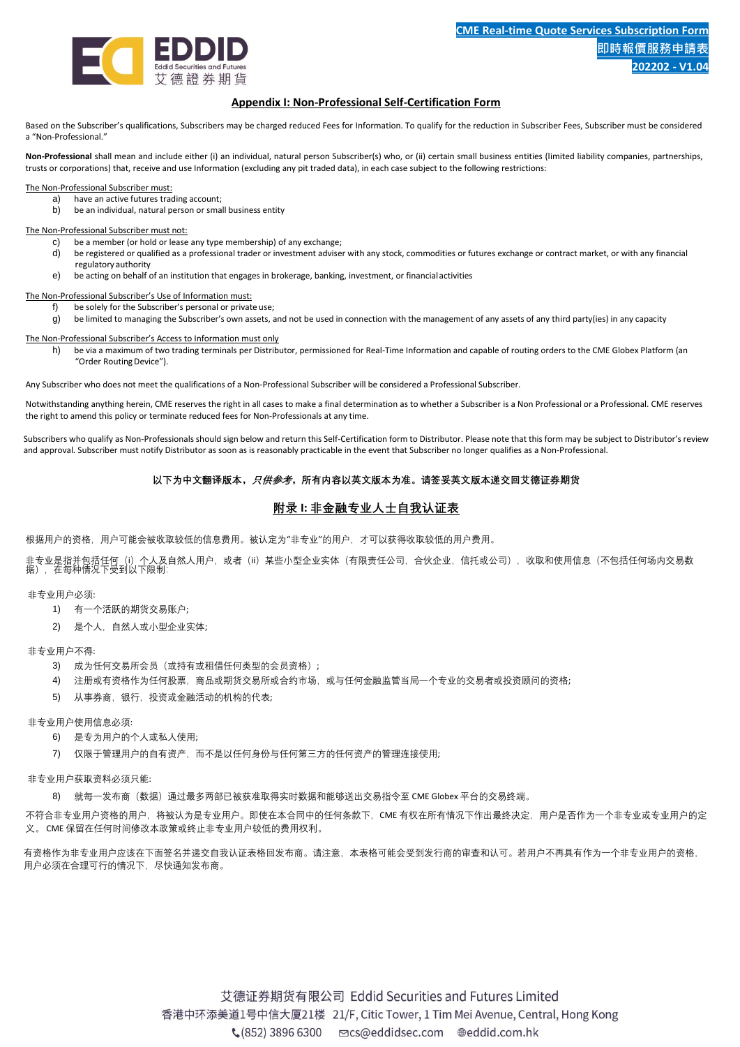## Appendix I: Non-Professional Self-Certification Form

Based on the Subscriber's qualifications, Subscribers may be charged reduced Fees for Information. To qualify for the reduction in Subscriber Fees, Subscriber must be considered a "Non-Professional."

**Non-Professional** shall mean and include either (i) an individual, natural person Subscriber(s) who, or (ii) certain small business entities (limited liability companies, partnerships, trusts or corporations) that, receive and use Information (excluding any pit traded data), in each case subject to the following restrictions:

The Non-Professional Subscriber must:

a) have an active futures trading account;
b) be an individual, natural person or small business entity

The Non-Professional Subscriber must not:

c) be a member (or hold or lease any type membership) of any exchange;
d) be registered or qualified as a professional trader or investment adviser with any stock, commodities or futures exchange or contract market, or with any financial regulatory authority
e) be acting on behalf of an institution that engages in brokerage, banking, investment, or financial activities

The Non-Professional Subscriber's Use of Information must:

f) be solely for the Subscriber's personal or private use;
g) be limited to managing the Subscriber's own assets, and not be used in connection with the management of any assets of any third party(ies) in any capacity

The Non-Professional Subscriber's Access to Information must only

h) be via a maximum of two trading terminals per Distributor, permissioned for Real-Time Information and capable of routing orders to the CME Globex Platform (an "Order Routing Device").

Any Subscriber who does not meet the qualifications of a Non-Professional Subscriber will be considered a Professional Subscriber.

Notwithstanding anything herein, CME reserves the right in all cases to make a final determination as to whether a Subscriber is a Non Professional or a Professional. CME reserves the right to amend this policy or terminate reduced fees for Non-Professionals at any time.

Subscribers who qualify as Non-Professionals should sign below and return this Self-Certification form to Distributor. Please note that this form may be subject to Distributor's review and approval. Subscriber must notify Distributor as soon as is reasonably practicable in the event that Subscriber no longer qualifies as a Non-Professional.

**以下为中文翻译版本，*只供参考*，所有内容以英文版本为准。请签妥英文版本递交回艾德证券期货**

## 附录 I: 非金融专业人士自我认证表

根据用户的资格，用户可能会被收取较低的信息费用。被认定为"非专业"的用户，才可以获得收取较低的用户费用。

非专业是指并包括任何（i）个人及自然人用户，或者（ii）某些小型企业实体（有限责任公司，合伙企业，信托或公司），收取和使用信息（不包括任何场内交易数据），在每种情况下受到以下限制:

非专业用户必须:

1) 有一个活跃的期货交易账户;
2) 是个人，自然人或小型企业实体;

非专业用户不得:

3) 成为任何交易所会员（或持有或租借任何类型的会员资格）;
4) 注册或有资格作为任何股票，商品或期货交易所或合约市场，或与任何金融监管当局一个专业的交易者或投资顾问的资格;
5) 从事券商，银行，投资或金融活动的机构的代表;

非专业用户使用信息必须:

6) 是专为用户的个人或私人使用;
7) 仅限于管理用户的自有资产，而不是以任何身份与任何第三方的任何资产的管理连接使用;

非专业用户获取资料必须只能:

8) 就每一发布商（数据）通过最多两部已被获准取得实时数据和能够送出交易指令至 CME Globex 平台的交易终端。

不符合非专业用户资格的用户，将被认为是专业用户。即使在本合同中的任何条款下，CME 有权在所有情况下作出最终决定，用户是否作为一个非专业或专业用户的定义。CME 保留在任何时间修改本政策或终止非专业用户较低的费用权利。

有资格作为非专业用户应该在下面签名并递交自我认证表格回发布商。请注意，本表格可能会受到发行商的审查和认可。若用户不再具有作为一个非专业用户的资格，用户必须在合理可行的情况下，尽快通知发布商。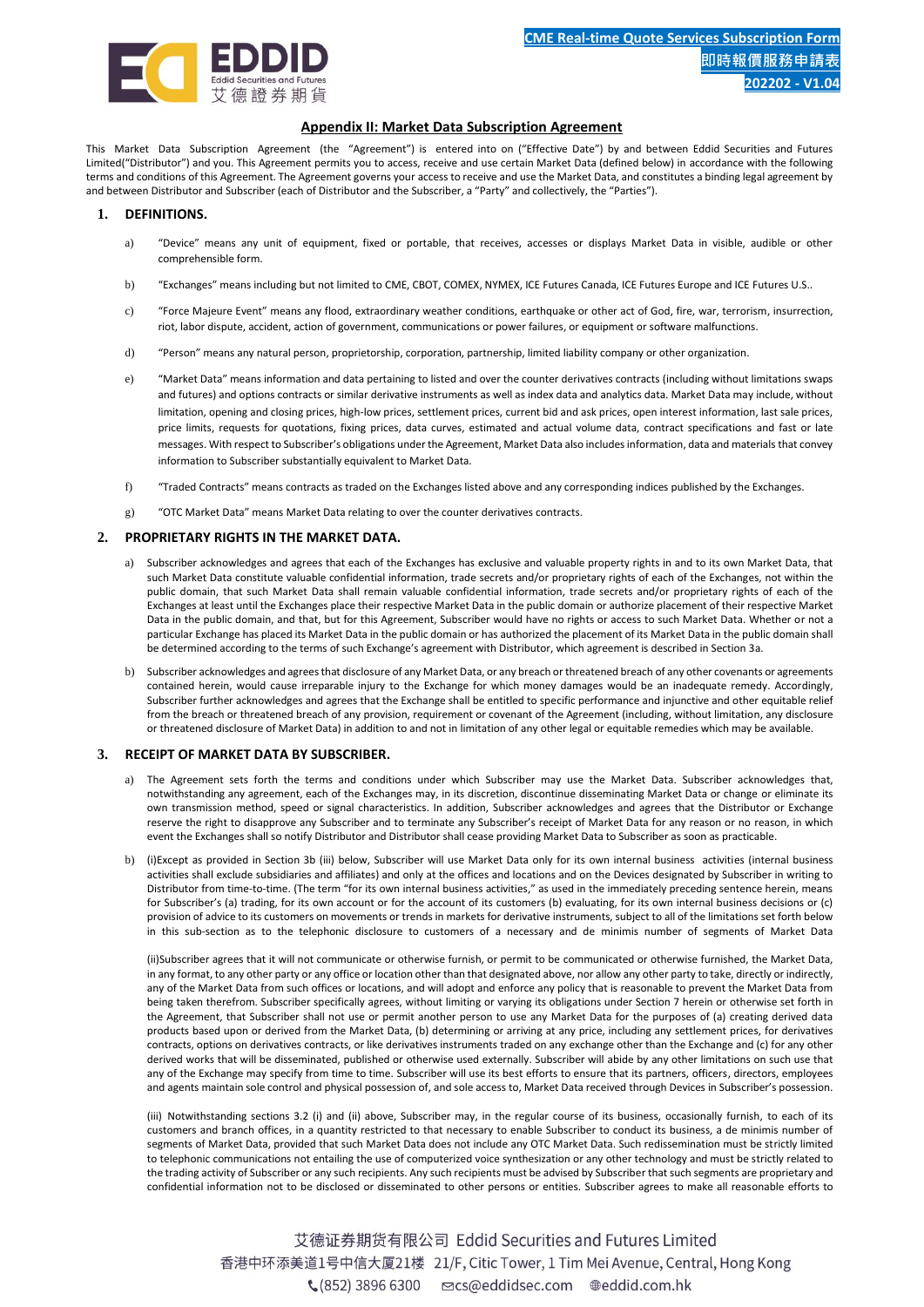## Appendix II: Market Data Subscription Agreement

This Market Data Subscription Agreement (the "Agreement") is entered into on ("Effective Date") by and between Eddid Securities and Futures Limited("Distributor") and you. This Agreement permits you to access, receive and use certain Market Data (defined below) in accordance with the following terms and conditions of this Agreement. The Agreement governs your access to receive and use the Market Data, and constitutes a binding legal agreement by and between Distributor and Subscriber (each of Distributor and the Subscriber, a "Party" and collectively, the "Parties").

### 1. DEFINITIONS.

a) "Device" means any unit of equipment, fixed or portable, that receives, accesses or displays Market Data in visible, audible or other comprehensible form.

b) "Exchanges" means including but not limited to CME, CBOT, COMEX, NYMEX, ICE Futures Canada, ICE Futures Europe and ICE Futures U.S..

c) "Force Majeure Event" means any flood, extraordinary weather conditions, earthquake or other act of God, fire, war, terrorism, insurrection, riot, labor dispute, accident, action of government, communications or power failures, or equipment or software malfunctions.

d) "Person" means any natural person, proprietorship, corporation, partnership, limited liability company or other organization.

e) "Market Data" means information and data pertaining to listed and over the counter derivatives contracts (including without limitations swaps and futures) and options contracts or similar derivative instruments as well as index data and analytics data. Market Data may include, without limitation, opening and closing prices, high-low prices, settlement prices, current bid and ask prices, open interest information, last sale prices, price limits, requests for quotations, fixing prices, data curves, estimated and actual volume data, contract specifications and fast or late messages. With respect to Subscriber's obligations under the Agreement, Market Data also includes information, data and materials that convey information to Subscriber substantially equivalent to Market Data.

f) "Traded Contracts" means contracts as traded on the Exchanges listed above and any corresponding indices published by the Exchanges.

g) "OTC Market Data" means Market Data relating to over the counter derivatives contracts.

### 2. PROPRIETARY RIGHTS IN THE MARKET DATA.

a) Subscriber acknowledges and agrees that each of the Exchanges has exclusive and valuable property rights in and to its own Market Data, that such Market Data constitute valuable confidential information, trade secrets and/or proprietary rights of each of the Exchanges, not within the public domain, that such Market Data shall remain valuable confidential information, trade secrets and/or proprietary rights of each of the Exchanges at least until the Exchanges place their respective Market Data in the public domain or authorize placement of their respective Market Data in the public domain, and that, but for this Agreement, Subscriber would have no rights or access to such Market Data. Whether or not a particular Exchange has placed its Market Data in the public domain or has authorized the placement of its Market Data in the public domain shall be determined according to the terms of such Exchange's agreement with Distributor, which agreement is described in Section 3a.

b) Subscriber acknowledges and agrees that disclosure of any Market Data, or any breach or threatened breach of any other covenants or agreements contained herein, would cause irreparable injury to the Exchange for which money damages would be an inadequate remedy. Accordingly, Subscriber further acknowledges and agrees that the Exchange shall be entitled to specific performance and injunctive and other equitable relief from the breach or threatened breach of any provision, requirement or covenant of the Agreement (including, without limitation, any disclosure or threatened disclosure of Market Data) in addition to and not in limitation of any other legal or equitable remedies which may be available.

### 3. RECEIPT OF MARKET DATA BY SUBSCRIBER.

a) The Agreement sets forth the terms and conditions under which Subscriber may use the Market Data. Subscriber acknowledges that, notwithstanding any agreement, each of the Exchanges may, in its discretion, discontinue disseminating Market Data or change or eliminate its own transmission method, speed or signal characteristics. In addition, Subscriber acknowledges and agrees that the Distributor or Exchange reserve the right to disapprove any Subscriber and to terminate any Subscriber's receipt of Market Data for any reason or no reason, in which event the Exchanges shall so notify Distributor and Distributor shall cease providing Market Data to Subscriber as soon as practicable.

b) (i)Except as provided in Section 3b (iii) below, Subscriber will use Market Data only for its own internal business activities (internal business activities shall exclude subsidiaries and affiliates) and only at the offices and locations and on the Devices designated by Subscriber in writing to Distributor from time-to-time. (The term "for its own internal business activities," as used in the immediately preceding sentence herein, means for Subscriber's (a) trading, for its own account or for the account of its customers (b) evaluating, for its own internal business decisions or (c) provision of advice to its customers on movements or trends in markets for derivative instruments, subject to all of the limitations set forth below in this sub-section as to the telephonic disclosure to customers of a necessary and de minimis number of segments of Market Data

(ii)Subscriber agrees that it will not communicate or otherwise furnish, or permit to be communicated or otherwise furnished, the Market Data, in any format, to any other party or any office or location other than that designated above, nor allow any other party to take, directly or indirectly, any of the Market Data from such offices or locations, and will adopt and enforce any policy that is reasonable to prevent the Market Data from being taken therefrom. Subscriber specifically agrees, without limiting or varying its obligations under Section 7 herein or otherwise set forth in the Agreement, that Subscriber shall not use or permit another person to use any Market Data for the purposes of (a) creating derived data products based upon or derived from the Market Data, (b) determining or arriving at any price, including any settlement prices, for derivatives contracts, options on derivatives contracts, or like derivatives instruments traded on any exchange other than the Exchange and (c) for any other derived works that will be disseminated, published or otherwise used externally. Subscriber will abide by any other limitations on such use that any of the Exchange may specify from time to time. Subscriber will use its best efforts to ensure that its partners, officers, directors, employees and agents maintain sole control and physical possession of, and sole access to, Market Data received through Devices in Subscriber's possession.

(iii) Notwithstanding sections 3.2 (i) and (ii) above, Subscriber may, in the regular course of its business, occasionally furnish, to each of its customers and branch offices, in a quantity restricted to that necessary to enable Subscriber to conduct its business, a de minimis number of segments of Market Data, provided that such Market Data does not include any OTC Market Data. Such redissemination must be strictly limited to telephonic communications not entailing the use of computerized voice synthesization or any other technology and must be strictly related to the trading activity of Subscriber or any such recipients. Any such recipients must be advised by Subscriber that such segments are proprietary and confidential information not to be disclosed or disseminated to other persons or entities. Subscriber agrees to make all reasonable efforts to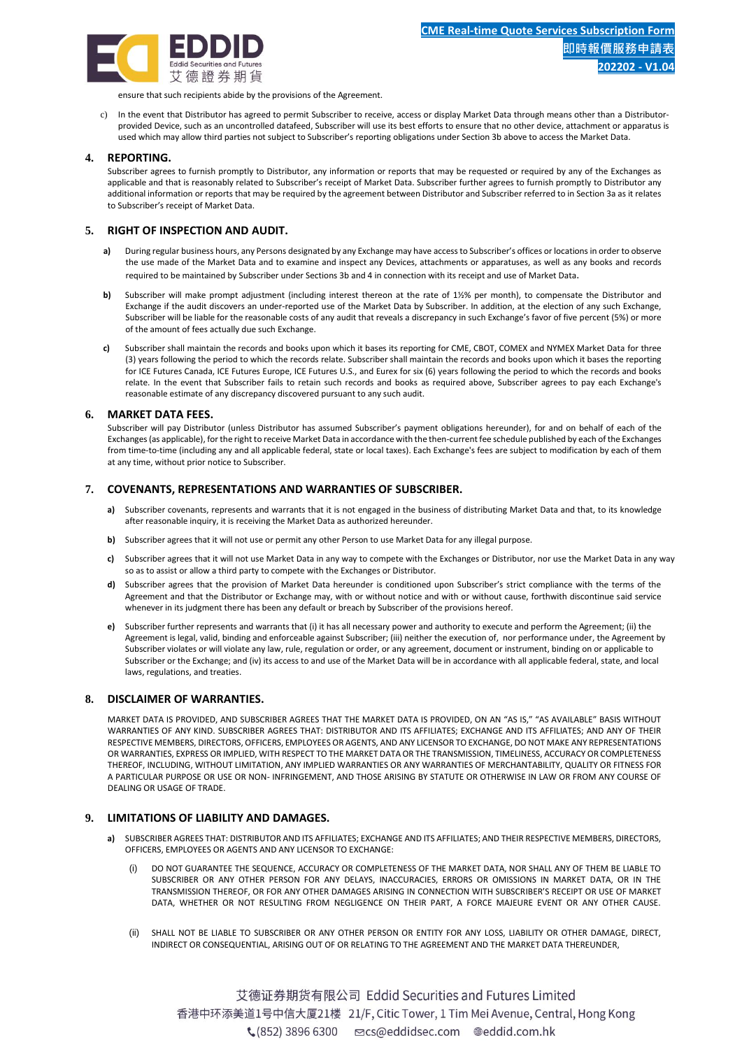ensure that such recipients abide by the provisions of the Agreement.

c) In the event that Distributor has agreed to permit Subscriber to receive, access or display Market Data through means other than a Distributor-provided Device, such as an uncontrolled datafeed, Subscriber will use its best efforts to ensure that no other device, attachment or apparatus is used which may allow third parties not subject to Subscriber's reporting obligations under Section 3b above to access the Market Data.

## 4. REPORTING.

Subscriber agrees to furnish promptly to Distributor, any information or reports that may be requested or required by any of the Exchanges as applicable and that is reasonably related to Subscriber's receipt of Market Data. Subscriber further agrees to furnish promptly to Distributor any additional information or reports that may be required by the agreement between Distributor and Subscriber referred to in Section 3a as it relates to Subscriber's receipt of Market Data.

## 5. RIGHT OF INSPECTION AND AUDIT.

**a)** During regular business hours, any Persons designated by any Exchange may have access to Subscriber's offices or locations in order to observe the use made of the Market Data and to examine and inspect any Devices, attachments or apparatuses, as well as any books and records required to be maintained by Subscriber under Sections 3b and 4 in connection with its receipt and use of Market Data.

**b)** Subscriber will make prompt adjustment (including interest thereon at the rate of 1½% per month), to compensate the Distributor and Exchange if the audit discovers an under-reported use of the Market Data by Subscriber. In addition, at the election of any such Exchange, Subscriber will be liable for the reasonable costs of any audit that reveals a discrepancy in such Exchange's favor of five percent (5%) or more of the amount of fees actually due such Exchange.

**c)** Subscriber shall maintain the records and books upon which it bases its reporting for CME, CBOT, COMEX and NYMEX Market Data for three (3) years following the period to which the records and books relate. Subscriber shall maintain the records and books upon which it bases the reporting for ICE Futures Canada, ICE Futures Europe, ICE Futures U.S., and Eurex for six (6) years following the period to which the records and books relate. In the event that Subscriber fails to retain such records and books as required above, Subscriber agrees to pay each Exchange's reasonable estimate of any discrepancy discovered pursuant to any such audit.

## 6. MARKET DATA FEES.

Subscriber will pay Distributor (unless Distributor has assumed Subscriber's payment obligations hereunder), for and on behalf of each of the Exchanges (as applicable), for the right to receive Market Data in accordance with the then-current fee schedule published by each of the Exchanges from time-to-time (including any and all applicable federal, state or local taxes). Each Exchange's fees are subject to modification by each of them at any time, without prior notice to Subscriber.

## 7. COVENANTS, REPRESENTATIONS AND WARRANTIES OF SUBSCRIBER.

**a)** Subscriber covenants, represents and warrants that it is not engaged in the business of distributing Market Data and that, to its knowledge after reasonable inquiry, it is receiving the Market Data as authorized hereunder.

**b)** Subscriber agrees that it will not use or permit any other Person to use Market Data for any illegal purpose.

**c)** Subscriber agrees that it will not use Market Data in any way to compete with the Exchanges or Distributor, nor use the Market Data in any way so as to assist or allow a third party to compete with the Exchanges or Distributor.

**d)** Subscriber agrees that the provision of Market Data hereunder is conditioned upon Subscriber's strict compliance with the terms of the Agreement and that the Distributor or Exchange may, with or without notice and with or without cause, forthwith discontinue said service whenever in its judgment there has been any default or breach by Subscriber of the provisions hereof.

**e)** Subscriber further represents and warrants that (i) it has all necessary power and authority to execute and perform the Agreement; (ii) the Agreement is legal, valid, binding and enforceable against Subscriber; (iii) neither the execution of, nor performance under, the Agreement by Subscriber violates or will violate any law, rule, regulation or order, or any agreement, document or instrument, binding on or applicable to Subscriber or the Exchange; and (iv) its access to and use of the Market Data will be in accordance with all applicable federal, state, and local laws, regulations, and treaties.

## 8. DISCLAIMER OF WARRANTIES.

MARKET DATA IS PROVIDED, AND SUBSCRIBER AGREES THAT THE MARKET DATA IS PROVIDED, ON AN "AS IS," "AS AVAILABLE" BASIS WITHOUT WARRANTIES OF ANY KIND. SUBSCRIBER AGREES THAT: DISTRIBUTOR AND ITS AFFILIATES; EXCHANGE AND ITS AFFILIATES; AND ANY OF THEIR RESPECTIVE MEMBERS, DIRECTORS, OFFICERS, EMPLOYEES OR AGENTS, AND ANY LICENSOR TO EXCHANGE, DO NOT MAKE ANY REPRESENTATIONS OR WARRANTIES, EXPRESS OR IMPLIED, WITH RESPECT TO THE MARKET DATA OR THE TRANSMISSION, TIMELINESS, ACCURACY OR COMPLETENESS THEREOF, INCLUDING, WITHOUT LIMITATION, ANY IMPLIED WARRANTIES OR ANY WARRANTIES OF MERCHANTABILITY, QUALITY OR FITNESS FOR A PARTICULAR PURPOSE OR USE OR NON- INFRINGEMENT, AND THOSE ARISING BY STATUTE OR OTHERWISE IN LAW OR FROM ANY COURSE OF DEALING OR USAGE OF TRADE.

## 9. LIMITATIONS OF LIABILITY AND DAMAGES.

**a)** SUBSCRIBER AGREES THAT: DISTRIBUTOR AND ITS AFFILIATES; EXCHANGE AND ITS AFFILIATES; AND THEIR RESPECTIVE MEMBERS, DIRECTORS, OFFICERS, EMPLOYEES OR AGENTS AND ANY LICENSOR TO EXCHANGE:

(i) DO NOT GUARANTEE THE SEQUENCE, ACCURACY OR COMPLETENESS OF THE MARKET DATA, NOR SHALL ANY OF THEM BE LIABLE TO SUBSCRIBER OR ANY OTHER PERSON FOR ANY DELAYS, INACCURACIES, ERRORS OR OMISSIONS IN MARKET DATA, OR IN THE TRANSMISSION THEREOF, OR FOR ANY OTHER DAMAGES ARISING IN CONNECTION WITH SUBSCRIBER'S RECEIPT OR USE OF MARKET DATA, WHETHER OR NOT RESULTING FROM NEGLIGENCE ON THEIR PART, A FORCE MAJEURE EVENT OR ANY OTHER CAUSE.

(ii) SHALL NOT BE LIABLE TO SUBSCRIBER OR ANY OTHER PERSON OR ENTITY FOR ANY LOSS, LIABILITY OR OTHER DAMAGE, DIRECT, INDIRECT OR CONSEQUENTIAL, ARISING OUT OF OR RELATING TO THE AGREEMENT AND THE MARKET DATA THEREUNDER,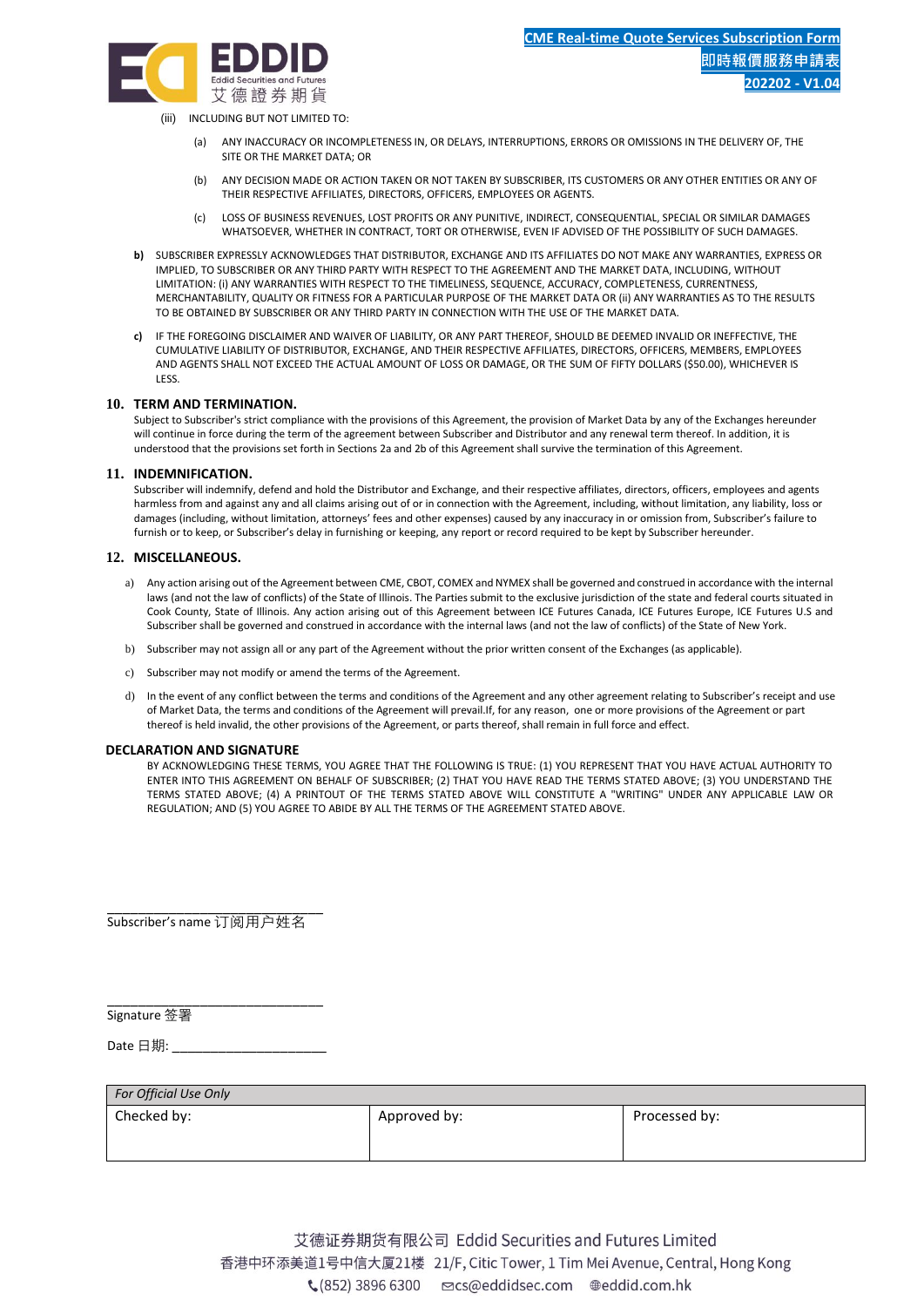(iii) INCLUDING BUT NOT LIMITED TO:

(a) ANY INACCURACY OR INCOMPLETENESS IN, OR DELAYS, INTERRUPTIONS, ERRORS OR OMISSIONS IN THE DELIVERY OF, THE SITE OR THE MARKET DATA; OR

(b) ANY DECISION MADE OR ACTION TAKEN OR NOT TAKEN BY SUBSCRIBER, ITS CUSTOMERS OR ANY OTHER ENTITIES OR ANY OF THEIR RESPECTIVE AFFILIATES, DIRECTORS, OFFICERS, EMPLOYEES OR AGENTS.

(c) LOSS OF BUSINESS REVENUES, LOST PROFITS OR ANY PUNITIVE, INDIRECT, CONSEQUENTIAL, SPECIAL OR SIMILAR DAMAGES WHATSOEVER, WHETHER IN CONTRACT, TORT OR OTHERWISE, EVEN IF ADVISED OF THE POSSIBILITY OF SUCH DAMAGES.

**b)** SUBSCRIBER EXPRESSLY ACKNOWLEDGES THAT DISTRIBUTOR, EXCHANGE AND ITS AFFILIATES DO NOT MAKE ANY WARRANTIES, EXPRESS OR IMPLIED, TO SUBSCRIBER OR ANY THIRD PARTY WITH RESPECT TO THE AGREEMENT AND THE MARKET DATA, INCLUDING, WITHOUT LIMITATION: (i) ANY WARRANTIES WITH RESPECT TO THE TIMELINESS, SEQUENCE, ACCURACY, COMPLETENESS, CURRENTNESS, MERCHANTABILITY, QUALITY OR FITNESS FOR A PARTICULAR PURPOSE OF THE MARKET DATA OR (ii) ANY WARRANTIES AS TO THE RESULTS TO BE OBTAINED BY SUBSCRIBER OR ANY THIRD PARTY IN CONNECTION WITH THE USE OF THE MARKET DATA.

**c)** IF THE FOREGOING DISCLAIMER AND WAIVER OF LIABILITY, OR ANY PART THEREOF, SHOULD BE DEEMED INVALID OR INEFFECTIVE, THE CUMULATIVE LIABILITY OF DISTRIBUTOR, EXCHANGE, AND THEIR RESPECTIVE AFFILIATES, DIRECTORS, OFFICERS, MEMBERS, EMPLOYEES AND AGENTS SHALL NOT EXCEED THE ACTUAL AMOUNT OF LOSS OR DAMAGE, OR THE SUM OF FIFTY DOLLARS ($50.00), WHICHEVER IS LESS.

## 10. TERM AND TERMINATION.

Subject to Subscriber's strict compliance with the provisions of this Agreement, the provision of Market Data by any of the Exchanges hereunder will continue in force during the term of the agreement between Subscriber and Distributor and any renewal term thereof. In addition, it is understood that the provisions set forth in Sections 2a and 2b of this Agreement shall survive the termination of this Agreement.

## 11. INDEMNIFICATION.

Subscriber will indemnify, defend and hold the Distributor and Exchange, and their respective affiliates, directors, officers, employees and agents harmless from and against any and all claims arising out of or in connection with the Agreement, including, without limitation, any liability, loss or damages (including, without limitation, attorneys' fees and other expenses) caused by any inaccuracy in or omission from, Subscriber's failure to furnish or to keep, or Subscriber's delay in furnishing or keeping, any report or record required to be kept by Subscriber hereunder.

## 12. MISCELLANEOUS.

a) Any action arising out of the Agreement between CME, CBOT, COMEX and NYMEX shall be governed and construed in accordance with the internal laws (and not the law of conflicts) of the State of Illinois. The Parties submit to the exclusive jurisdiction of the state and federal courts situated in Cook County, State of Illinois. Any action arising out of this Agreement between ICE Futures Canada, ICE Futures Europe, ICE Futures U.S and Subscriber shall be governed and construed in accordance with the internal laws (and not the law of conflicts) of the State of New York.

b) Subscriber may not assign all or any part of the Agreement without the prior written consent of the Exchanges (as applicable).

c) Subscriber may not modify or amend the terms of the Agreement.

d) In the event of any conflict between the terms and conditions of the Agreement and any other agreement relating to Subscriber's receipt and use of Market Data, the terms and conditions of the Agreement will prevail.If, for any reason, one or more provisions of the Agreement or part thereof is held invalid, the other provisions of the Agreement, or parts thereof, shall remain in full force and effect.

## DECLARATION AND SIGNATURE

BY ACKNOWLEDGING THESE TERMS, YOU AGREE THAT THE FOLLOWING IS TRUE: (1) YOU REPRESENT THAT YOU HAVE ACTUAL AUTHORITY TO ENTER INTO THIS AGREEMENT ON BEHALF OF SUBSCRIBER; (2) THAT YOU HAVE READ THE TERMS STATED ABOVE; (3) YOU UNDERSTAND THE TERMS STATED ABOVE; (4) A PRINTOUT OF THE TERMS STATED ABOVE WILL CONSTITUTE A "WRITING" UNDER ANY APPLICABLE LAW OR REGULATION; AND (5) YOU AGREE TO ABIDE BY ALL THE TERMS OF THE AGREEMENT STATED ABOVE.

_______________________________
Subscriber's name 订阅用户姓名

_______________________________
Signature 签署

Date 日期: ______________________

| *For Official Use Only* | | |
|---|---|---|
| Checked by: | Approved by: | Processed by: |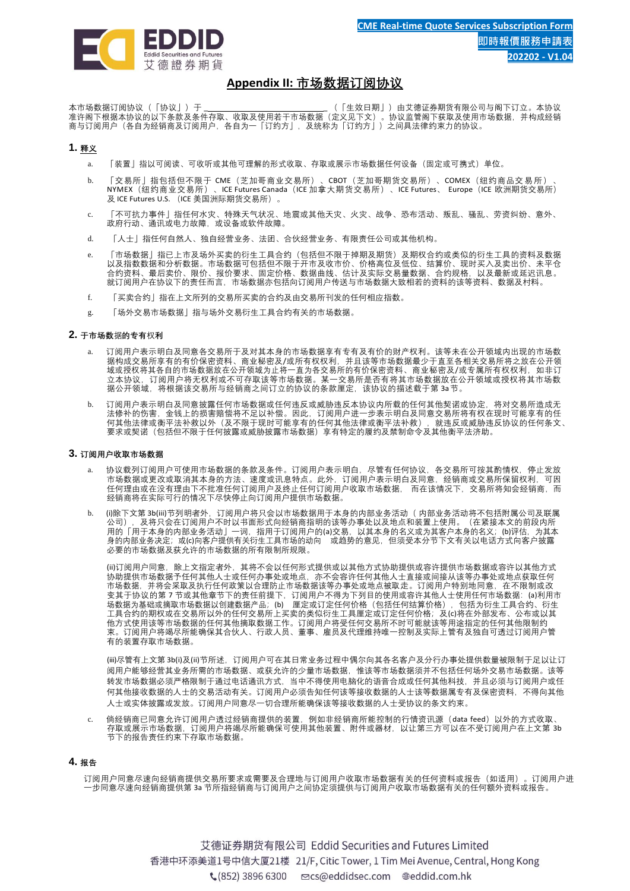## Appendix II: 市场数据订阅协议

本市场数据订阅协议（「协议」）于 ______________________________ （「生效日期」）由艾德证券期货有限公司与阁下订立。本协议准许阁下根据本协议的以下条款及条件存取、收取及使用若干市场数据（定义见下文）。协议监管阁下获取及使用市场数据，并构成经销商与订阅用户（各自为经销商及订阅用户，各自为一「订约方」，及统称为「订约方」）之间具法律约束力的协议。

### 1. 释义

a. 「装置」指以可阅读、可收听或其他可理解的形式收取、存取或展示市场数据任何设备（固定或可携式）单位。

b. 「交易所」指包括但不限于 CME（芝加哥商业交易所）、CBOT（芝加哥期货交易所）、COMEX（纽约商品交易所）、NYMEX（纽约商业交易所）、ICE Futures Canada（ICE 加拿大期货交易所）、ICE Futures、 Europe（ICE 欧洲期货交易所）及 ICE Futures U.S.（ICE 美国洲际期货交易所）。

c. 「不可抗力事件」指任何水灾、特殊天气状况、地震或其他天灾、火灾、战争、恐布活动、叛乱、骚乱、劳资纠纷、意外、政府行动、通讯或电力故障，或设备或软件故障。

d. 「人士」指任何自然人、独自经营业务、法团、合伙经营业务、有限责任公司或其他机构。

e. 「市场数据」指已上市及场外买卖的衍生工具合约（包括但不限于掉期及期货）及期权合约或类似的衍生工具的资料及数据以及指数数据和分析数据。市场数据可包括但不限于开市及收市价、价格高位及低位、结算价、现时买入及卖出价、未平仓合约资料、最后卖价、限价、报价要求、固定价格、数据曲线、估计及实际交易量数据、合约规格，以及最新或延迟讯息。就订阅用户在协议下的责任而言，市场数据亦包括向订阅用户传送与市场数据大致相若的资料的该等资料、数据及材料。

f. 「买卖合约」指在上文所列的交易所买卖的合约及由交易所刊发的任何相应指数。

g. 「场外交易市场数据」指与场外交易衍生工具合约有关的市场数据。

### 2. 于市场数据的专有权利

a. 订阅用户表示明白及同意各交易所于及对其本身的市场数据享有专有及有价的财产权利。该等未在公开领域内出现的市场数据构成交易所享有的有价保密资料、商业秘密及/或所有权权利，并且该等市场数据最少于直至各相关交易所将之放在公开领域或授权将其各自的市场数据放在公开领域为止将一直为各交易所的有价保密资料、商业秘密及/或专属所有权权利，如非订立本协议，订阅用户将无权利或不可存取该等市场数据。某一交易所是否有将其市场数据放在公开领域或授权将其市场数据公开领域，将根据该交易所与经销商之间订立的协议的条款厘定，该协议的描述载于第 3a 节。

b. 订阅用户表示明白及同意披露或任何违反或威胁违反本协议内所载的任何其他契诺或协定，将对交易所造成无法修补的伤害，金钱上的损害赔偿将不足以补偿。因此，订阅用户进一步表示明白及同意交易所将有权在现时可能享有的任何其他法律或衡平法补救以外（及不限于现时可能享有的任何其他法律或衡平法补救），就违反或威胁违反协议的任何条文、要求或契诺（包括但不限于任何披露或威胁披露市场数据）享有特定的履约及禁制令及其他衡平法济助。

### 3. 订阅用户收取市场数据

a. 协议载列订阅用户可使用市场数据的条款及条件。订阅用户表示明白，尽管有任何协议，各交易所可按其酌情权，停止发放市场数据或更改或取消其本身的方法、速度或讯息特点。此外，订阅用户表示明白及同意，经销商或交易所保留权利，可因任何理由或在没有理由下不批准任何订阅用户及终止任何订阅用户收取市场数据，而在该情况下，交易所将知会经销商，而经销商将在实际可行的情况下尽快停止向订阅用户提供市场数据。

b. (i)除下文第 3b(iii)节列明者外，订阅用户将只会以市场数据用于本身的内部业务活动（内部业务活动将不包括附属公司及联属公司），及将只会在订阅用户不时以书面形式向经销商指明的该等办事处以及地点和装置上使用。（在紧接本文的前段内所用的「用于本身的内部业务活动」一词，指用于订阅用户的(a)交易，以其本身的名义或为其客户本身的名义；(b)评估，为其本身的内部业务决定；或(c)向客户提供有关衍生工具市场的动向 或趋势的意见，但须受本分节下文有关以电话方式向客户披露必要的市场数据及获允许的市场数据的所有限制所规限。

(ii)订阅用户同意，除上文指定者外，其将不会以任何形式提供或以其他方式协助提供或容许提供市场数据或容许以其他方式协助提供市场数据予任何其他人士或任何办事处或地点，亦不会容许任何其他人士直接或间接从该等办事处或地点获取任何市场数据，并将会采取及执行任何政策以合理防止市场数据该等办事处或地点被取走。订阅用户特别地同意，在不限制或改变其于协议的第 7 节或其他章节下的责任前提下，订阅用户不得为下列目的使用或容许其他人士使用任何市场数据：(a)利用市场数据为基础或摘取市场数据以创建数据产品；(b) 厘定或订定任何价格（包括任何结算价格），包括为衍生工具合约、衍生工具合约的期权或在交易所以外的任何交易所上买卖的类似衍生工具厘定或订定任何价格；及(c)将在外部发布、公布或以其他方式使用该等市场数据的任何其他摘取数据工作。订阅用户将受任何交易所不时可能就该等用途指定的任何其他限制约束。订阅用户将竭尽所能确保其合伙人、行政人员、董事、雇员及代理维持唯一控制及实际上管有及独自可透过订阅用户管有的装置存取市场数据。

(iii)尽管有上文第 3b(i)及(ii)节所述，订阅用户可在其日常业务过程中偶尔向其各名客户及分行办事处提供数量被限制于足以让订阅用户能够经营其业务所需的市场数据、或获允许的少量市场数据，惟该等市场数据须并不包括任何场外交易市场数据。该等转发市场数据必须严格限制于通过电话通讯方式，当中不得使用电脑化的语音合成或任何其他科技，并且必须与订阅用户或任何其他接收数据的人士的交易活动有关。订阅用户必须告知任何该等接收数据的人士该等数据属专有及保密资料，不得向其他人士或实体披露或发放。订阅用户同意尽一切合理所能确保该等接收数据的人士受协议的条文约束。

c. 倘经销商已同意允许订阅用户透过经销商提供的装置，例如非经销商所能控制的行情资讯（data feed）以外的方式收取、存取或展示市场数据，订阅用户将竭尽所能确保可使用其他装置、附件或器材，以让第三方可以在不受订阅用户在上文第 3b 节下的报告责任约束下存取市场数据。

### 4. 报告

订阅用户同意尽速向经销商提供交易所要求或需要及合理地与订阅用户收取市场数据有关的任何资料或报告（如适用）。订阅用户进一步同意尽速向经销商提供第 3a 节所指经销商与订阅用户之间协定须提供与订阅用户收取市场数据有关的任何额外资料或报告。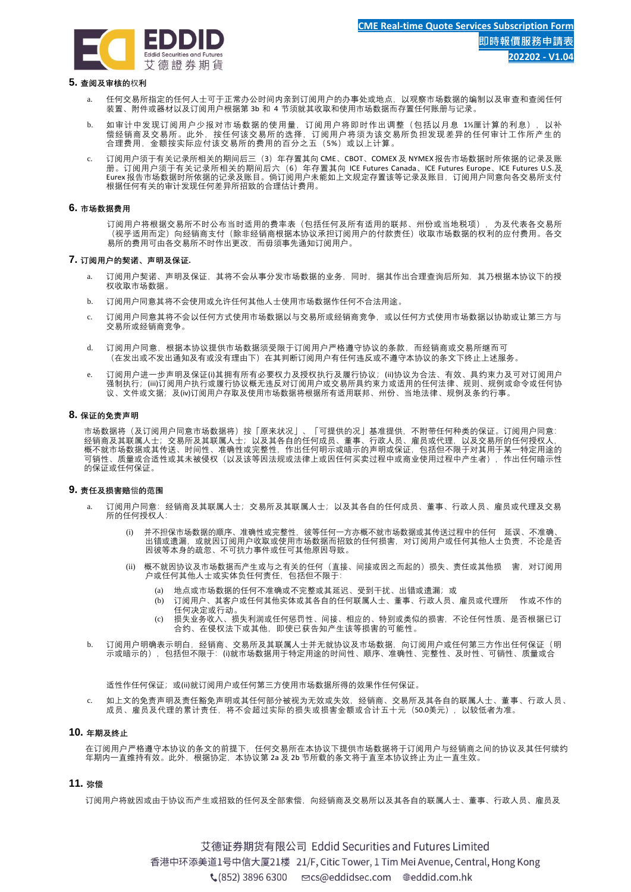## 5. 查阅及审核的权利

a. 任何交易所指定的任何人士可于正常办公时间内亲到订阅用户的办事处或地点，以观察市场数据的编制以及审查和查阅任何装置、附件或器材以及订阅用户根据第 3b 和 4 节须就其收取和使用市场数据而存置任何账册与记录。

b. 如审计中发现订阅用户少报对市场数据的使用量，订阅用户将即时作出调整（包括以月息 1½厘计算的利息），以补偿经销商及交易所。此外，按任何该交易所的选择，订阅用户将须为该交易所负担发现差异的任何审计工作所产生的合理费用，金额按实际应付该交易所的费用的百分之五（5%）或以上计算。

c. 订阅用户须于有关记录所相关的期间后三（3）年存置其向 CME、CBOT、COMEX 及 NYMEX 报告市场数据时所依据的记录及账册。订阅用户须于有关记录所相关的期间后六（6）年存置其向 ICE Futures Canada、ICE Futures Europe、ICE Futures U.S.及 Eurex 报告市场数据时所依据的记录及账目。倘订阅用户未能如上文规定存置该等记录及账目，订阅用户同意向各交易所支付根据任何有关的审计发现任何差异所招致的合理估计费用。

## 6. 市场数据费用

订阅用户将根据交易所不时公布当时适用的费率表（包括任何及所有适用的联邦、州份或当地税项），为及代表各交易所（视乎适用而定）向经销商支付（除非经销商根据本协议承担订阅用户的付款责任）收取市场数据的权利的应付费用。各交易所的费用可由各交易所不时作出更改，而毋须事先通知订阅用户。

## 7. 订阅用户的契诺、声明及保证.

a. 订阅用户契诺、声明及保证，其将不会从事分发市场数据的业务，同时，据其作出合理查询后所知，其乃根据本协议下的授权收取市场数据。

b. 订阅用户同意其将不会使用或允许任何其他人士使用市场数据作任何不合法用途。

c. 订阅用户同意其将不会以任何方式使用市场数据以与交易所或经销商竞争，或以任何方式使用市场数据以协助或让第三方与交易所或经销商竞争。

d. 订阅用户同意，根据本协议提供市场数据须受限于订阅用户严格遵守协议的条款，而经销商或交易所继而可（在发出或不发出通知及有或没有理由下）在其判断订阅用户有任何违反或不遵守本协议的条文下终止上述服务。

e. 订阅用户进一步声明及保证(i)其拥有所有必要权力及授权执行及履行协议；(ii)协议为合法、有效、具约束力及可对订阅用户强制执行；(iii)订阅用户执行或履行协议概无违反对订阅用户或交易所具约束力或适用的任何法律、规则、规例或命令或任何协议、文件或文据；及(iv)订阅用户存取及使用市场数据将根据所有适用联邦、州份、当地法律、规例及条约行事。

## 8. 保证的免责声明

市场数据将（及订阅用户同意市场数据将）按「原来状况」、「可提供的况」基准提供，不附带任何种类的保证。订阅用户同意：经销商及其联属人士；交易所及其联属人士；以及其各自的任何成员、董事、行政人员、雇员或代理，以及交易所的任何授权人，概不就市场数据或其传送、时间性、准确性或完整性，作出任何明示或暗示的保证，包括但不限于对其用于某一特定用途的可销性、质量或合适性或其未被侵权（以及该等因法规或法律上或因任何买卖过程中或商业使用过程中产生者），作出任何暗示性的保证或任何保证。

## 9. 责任及损害赔偿的范围

a. 订阅用户同意：经销商及其联属人士；交易所及其联属人士；以及其各自的任何成员、董事、行政人员、雇员或代理及交易所的任何授权人：

   (i) 并不担保市场数据的顺序、准确性或完整性，彼等任何一方亦概不就市场数据或其传送过程中的任何 延误、不准确、出错或遗漏，或就因订阅用户收取或使用市场数据而招致的任何损害，对订阅用户或任何其他人士负责，不论是否因彼等本身的疏忽、不可抗力事件或任可其他原因导致。

   (ii) 概不就因协议及市场数据而产生或与之有关的任何（直接、间接或因之而起的）损失、责任或其他损 害，对订阅用户或任何其他人士或实体负任何责任，包括但不限于：

      (a) 地点或市场数据的任何不准确或不完整或其延迟、受到干扰、出错或遗漏；或
      (b) 订阅用户、其客户或任何其他实体或其各自的任何联属人士、董事、行政人员、雇员或代理所 作或不作的任何决定或行动。
      (c) 损失业务收入、损失利润或任何惩罚性、间接、相应的、特别或类似的损害，不论任何性质、是否根据已订合约、在侵权法下或其他，即使已获告知产生该等损害的可能性。

b. 订阅用户明确表示明白，经销商、交易所及其联属人士并无就协议及市场数据，向订阅用户或任何第三方作出任何保证（明示或暗示的），包括但不限于：(i)就市场数据用于特定用途的时间性、顺序、准确性、完整性、及时性、可销性、质量或合

适性作任何保证；或(ii)就订阅用户或任何第三方使用市场数据所得的效果作任何保证。

c. 如上文的免责声明及责任豁免声明或其任何部分被视为无效或失效，经销商、交易所及其各自的联属人士、董事、行政人员、成员、雇员及代理的累计责任，将不会超过实际的损失或损害金额或合计五十元（50.0美元），以较低者为准。

## 10. 年期及终止

在订阅用户严格遵守本协议的条文的前提下，任何交易所在本协议下提供市场数据将于订阅用户与经销商之间的协议及其任何续约年期内一直维持有效。此外，根据协定，本协议第 2a 及 2b 节所载的条文将于直至本协议终止为止一直生效。

## 11. 弥偿

订阅用户将就因或由于协议而产生或招致的任何及全部索偿，向经销商及交易所以及其各自的联属人士、董事、行政人员、雇员及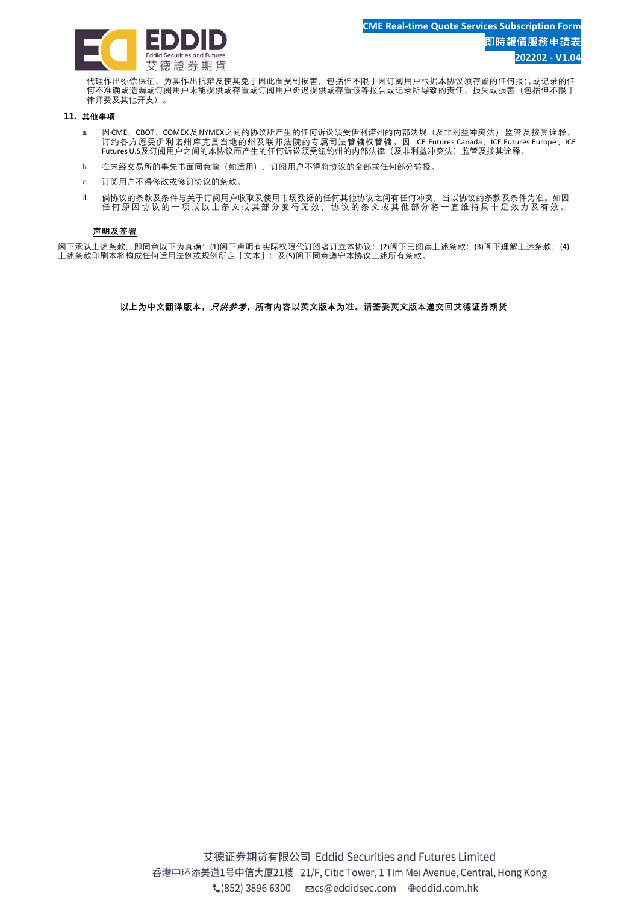代理作出弥偿保证、为其作出抗辩及使其免于因此而受到损害，包括但不限于因订阅用户根据本协议须存置的任何报告或记录的任何不准确或遗漏或订阅用户未能提供或存置或订阅用户延迟提供或存置该等报告或记录所导致的责任、损失或损害（包括但不限于律师费及其他开支）。

### 11. 其他事项

a. 因 CME、CBOT、COMEX及 NYMEX之间的协议所产生的任何诉讼须受伊利诺州的内部法规（及非利益冲突法）监管及按其诠释。订约各方愿受伊利诺州库克县当地的州及联邦法院的专属司法管辖权管辖。因 ICE Futures Canada、ICE Futures Europe、ICE Futures U.S及订阅用户之间的本协议而产生的任何诉讼须受纽约州的内部法律（及非利益冲突法）监管及按其诠释。

b. 在未经交易所的事先书面同意前（如适用），订阅用户不得将协议的全部或任何部分转授。

c. 订阅用户不得修改或修订协议的条款。

d. 倘协议的条款及条件与关于订阅用户收取及使用市场数据的任何其他协议之间有任何冲突，当以协议的条款及条件为准。如因任何原因协议的一项或以上条文或其部分变得无效，协议的条文或其他部分将一直维持具十足效力及有效。

**声明及签署**

阁下承认上述条款，即同意以下为真确：(1)阁下声明有实际权限代订阅者订立本协议；(2)阁下已阅读上述条款；(3)阁下理解上述条款；(4)上述条款印刷本将构成任何适用法例或规例所定「文本」；及(5)阁下同意遵守本协议上述所有条款。

**以上为中文翻译版本，*只供参考*，所有内容以英文版本为准。请签妥英文版本递交回艾德证券期货**